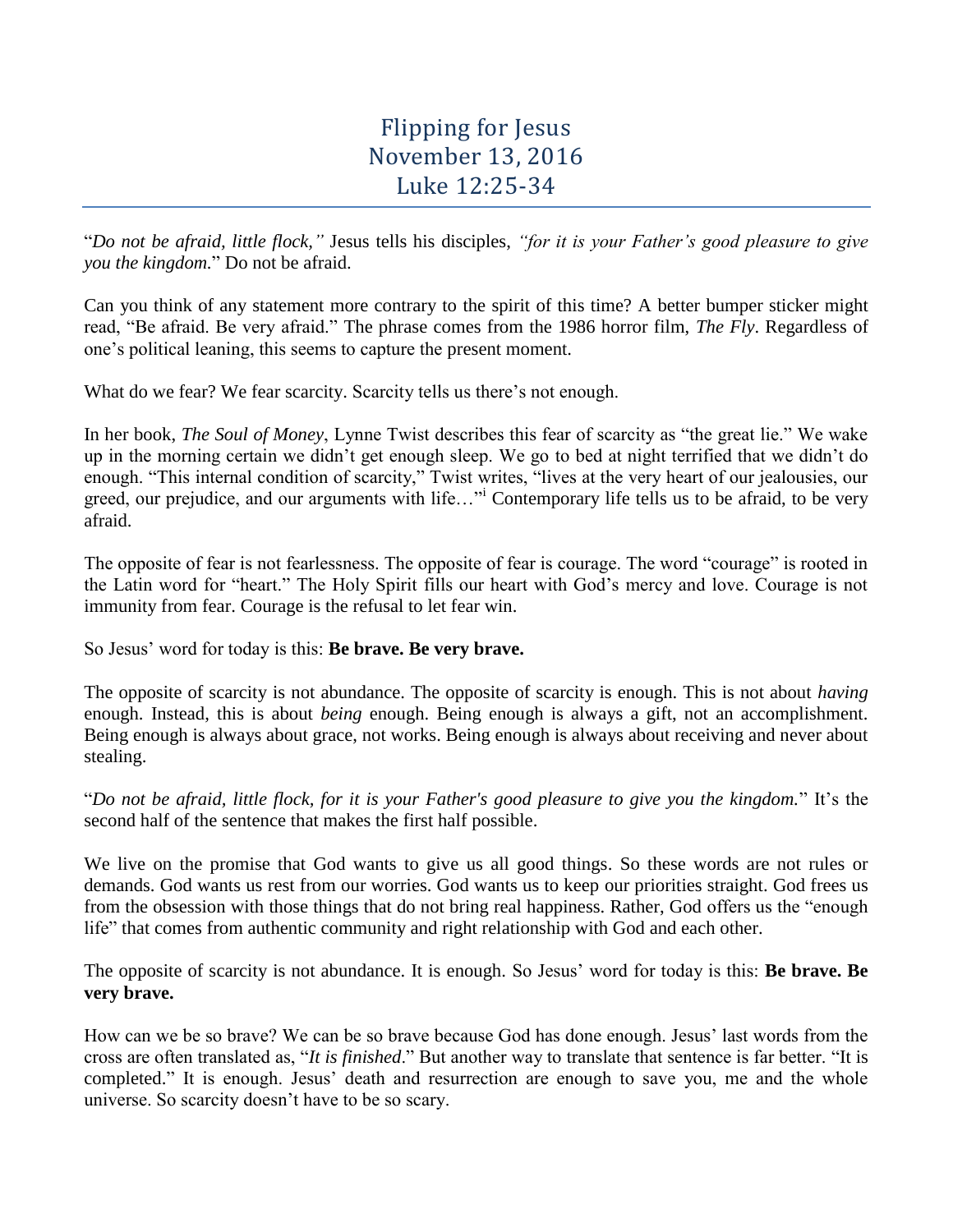# Flipping for Jesus
# November 13, 2016
# Luke 12:25-34

"*Do not be afraid, little flock,"* Jesus tells his disciples, *"for it is your Father's good pleasure to give you the kingdom.*" Do not be afraid.

Can you think of any statement more contrary to the spirit of this time? A better bumper sticker might read, "Be afraid. Be very afraid." The phrase comes from the 1986 horror film, *The Fly*. Regardless of one's political leaning, this seems to capture the present moment.

What do we fear? We fear scarcity. Scarcity tells us there's not enough.

In her book, *The Soul of Money*, Lynne Twist describes this fear of scarcity as "the great lie." We wake up in the morning certain we didn't get enough sleep. We go to bed at night terrified that we didn't do enough. "This internal condition of scarcity," Twist writes, "lives at the very heart of our jealousies, our greed, our prejudice, and our arguments with life…"[i] Contemporary life tells us to be afraid, to be very afraid.

The opposite of fear is not fearlessness. The opposite of fear is courage. The word "courage" is rooted in the Latin word for "heart." The Holy Spirit fills our heart with God's mercy and love. Courage is not immunity from fear. Courage is the refusal to let fear win.

So Jesus' word for today is this: **Be brave. Be very brave.**

The opposite of scarcity is not abundance. The opposite of scarcity is enough. This is not about *having* enough. Instead, this is about *being* enough. Being enough is always a gift, not an accomplishment. Being enough is always about grace, not works. Being enough is always about receiving and never about stealing.

"*Do not be afraid, little flock, for it is your Father's good pleasure to give you the kingdom.*" It's the second half of the sentence that makes the first half possible.

We live on the promise that God wants to give us all good things. So these words are not rules or demands. God wants us rest from our worries. God wants us to keep our priorities straight. God frees us from the obsession with those things that do not bring real happiness. Rather, God offers us the "enough life" that comes from authentic community and right relationship with God and each other.

The opposite of scarcity is not abundance. It is enough. So Jesus' word for today is this: **Be brave. Be very brave.**

How can we be so brave? We can be so brave because God has done enough. Jesus' last words from the cross are often translated as, "*It is finished*." But another way to translate that sentence is far better. "It is completed." It is enough. Jesus' death and resurrection are enough to save you, me and the whole universe. So scarcity doesn't have to be so scary.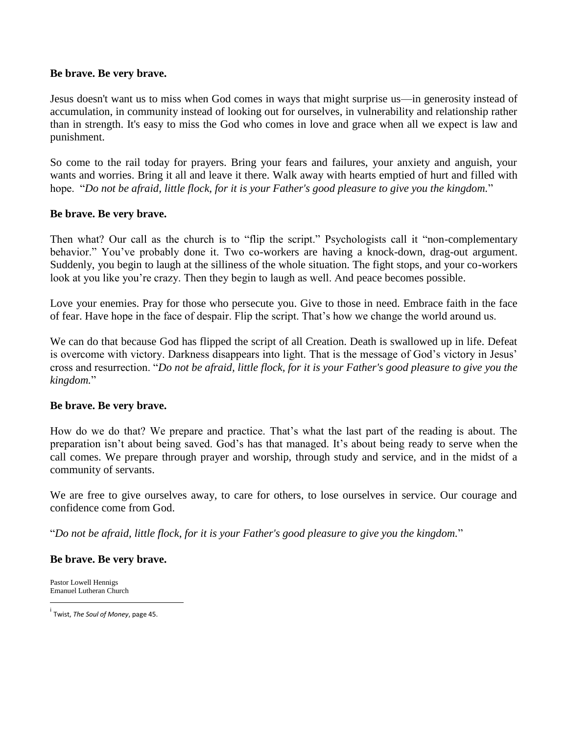**Be brave. Be very brave.**

Jesus doesn't want us to miss when God comes in ways that might surprise us—in generosity instead of accumulation, in community instead of looking out for ourselves, in vulnerability and relationship rather than in strength. It's easy to miss the God who comes in love and grace when all we expect is law and punishment.

So come to the rail today for prayers. Bring your fears and failures, your anxiety and anguish, your wants and worries. Bring it all and leave it there. Walk away with hearts emptied of hurt and filled with hope. "*Do not be afraid, little flock, for it is your Father's good pleasure to give you the kingdom.*"

**Be brave. Be very brave.**

Then what? Our call as the church is to "flip the script." Psychologists call it "non-complementary behavior." You've probably done it. Two co-workers are having a knock-down, drag-out argument. Suddenly, you begin to laugh at the silliness of the whole situation. The fight stops, and your co-workers look at you like you're crazy. Then they begin to laugh as well. And peace becomes possible.

Love your enemies. Pray for those who persecute you. Give to those in need. Embrace faith in the face of fear. Have hope in the face of despair. Flip the script. That's how we change the world around us.

We can do that because God has flipped the script of all Creation. Death is swallowed up in life. Defeat is overcome with victory. Darkness disappears into light. That is the message of God's victory in Jesus' cross and resurrection. "*Do not be afraid, little flock, for it is your Father's good pleasure to give you the kingdom.*"

**Be brave. Be very brave.**

How do we do that? We prepare and practice. That's what the last part of the reading is about. The preparation isn't about being saved. God's has that managed. It's about being ready to serve when the call comes. We prepare through prayer and worship, through study and service, and in the midst of a community of servants.

We are free to give ourselves away, to care for others, to lose ourselves in service. Our courage and confidence come from God.

"*Do not be afraid, little flock, for it is your Father's good pleasure to give you the kingdom.*"

**Be brave. Be very brave.**

Pastor Lowell Hennigs
Emanuel Lutheran Church

---

[i] Twist, *The Soul of Money*, page 45.